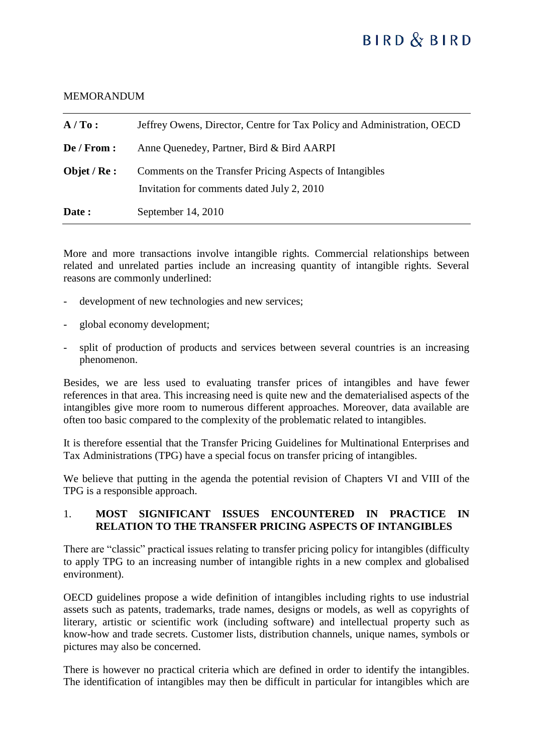BIRD & BIRD

MEMORANDUM

| | |
|---|---|
| **A / To :** | Jeffrey Owens, Director, Centre for Tax Policy and Administration, OECD |
| **De / From :** | Anne Quenedey, Partner, Bird & Bird AARPI |
| **Objet / Re :** | Comments on the Transfer Pricing Aspects of Intangibles<br>Invitation for comments dated July 2, 2010 |
| **Date :** | September 14, 2010 |

More and more transactions involve intangible rights. Commercial relationships between related and unrelated parties include an increasing quantity of intangible rights. Several reasons are commonly underlined:

- development of new technologies and new services;
- global economy development;
- split of production of products and services between several countries is an increasing phenomenon.

Besides, we are less used to evaluating transfer prices of intangibles and have fewer references in that area. This increasing need is quite new and the dematerialised aspects of the intangibles give more room to numerous different approaches. Moreover, data available are often too basic compared to the complexity of the problematic related to intangibles.

It is therefore essential that the Transfer Pricing Guidelines for Multinational Enterprises and Tax Administrations (TPG) have a special focus on transfer pricing of intangibles.

We believe that putting in the agenda the potential revision of Chapters VI and VIII of the TPG is a responsible approach.

## 1. MOST SIGNIFICANT ISSUES ENCOUNTERED IN PRACTICE IN RELATION TO THE TRANSFER PRICING ASPECTS OF INTANGIBLES

There are "classic" practical issues relating to transfer pricing policy for intangibles (difficulty to apply TPG to an increasing number of intangible rights in a new complex and globalised environment).

OECD guidelines propose a wide definition of intangibles including rights to use industrial assets such as patents, trademarks, trade names, designs or models, as well as copyrights of literary, artistic or scientific work (including software) and intellectual property such as know-how and trade secrets. Customer lists, distribution channels, unique names, symbols or pictures may also be concerned.

There is however no practical criteria which are defined in order to identify the intangibles. The identification of intangibles may then be difficult in particular for intangibles which are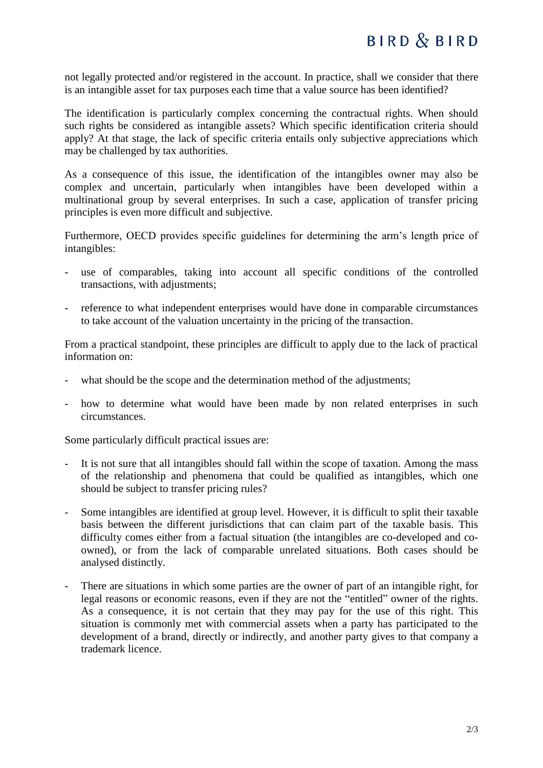not legally protected and/or registered in the account. In practice, shall we consider that there is an intangible asset for tax purposes each time that a value source has been identified?

The identification is particularly complex concerning the contractual rights. When should such rights be considered as intangible assets? Which specific identification criteria should apply? At that stage, the lack of specific criteria entails only subjective appreciations which may be challenged by tax authorities.

As a consequence of this issue, the identification of the intangibles owner may also be complex and uncertain, particularly when intangibles have been developed within a multinational group by several enterprises. In such a case, application of transfer pricing principles is even more difficult and subjective.

Furthermore, OECD provides specific guidelines for determining the arm's length price of intangibles:

- use of comparables, taking into account all specific conditions of the controlled transactions, with adjustments;
- reference to what independent enterprises would have done in comparable circumstances to take account of the valuation uncertainty in the pricing of the transaction.

From a practical standpoint, these principles are difficult to apply due to the lack of practical information on:

- what should be the scope and the determination method of the adjustments;
- how to determine what would have been made by non related enterprises in such circumstances.

Some particularly difficult practical issues are:

- It is not sure that all intangibles should fall within the scope of taxation. Among the mass of the relationship and phenomena that could be qualified as intangibles, which one should be subject to transfer pricing rules?
- Some intangibles are identified at group level. However, it is difficult to split their taxable basis between the different jurisdictions that can claim part of the taxable basis. This difficulty comes either from a factual situation (the intangibles are co-developed and co-owned), or from the lack of comparable unrelated situations. Both cases should be analysed distinctly.
- There are situations in which some parties are the owner of part of an intangible right, for legal reasons or economic reasons, even if they are not the "entitled" owner of the rights. As a consequence, it is not certain that they may pay for the use of this right. This situation is commonly met with commercial assets when a party has participated to the development of a brand, directly or indirectly, and another party gives to that company a trademark licence.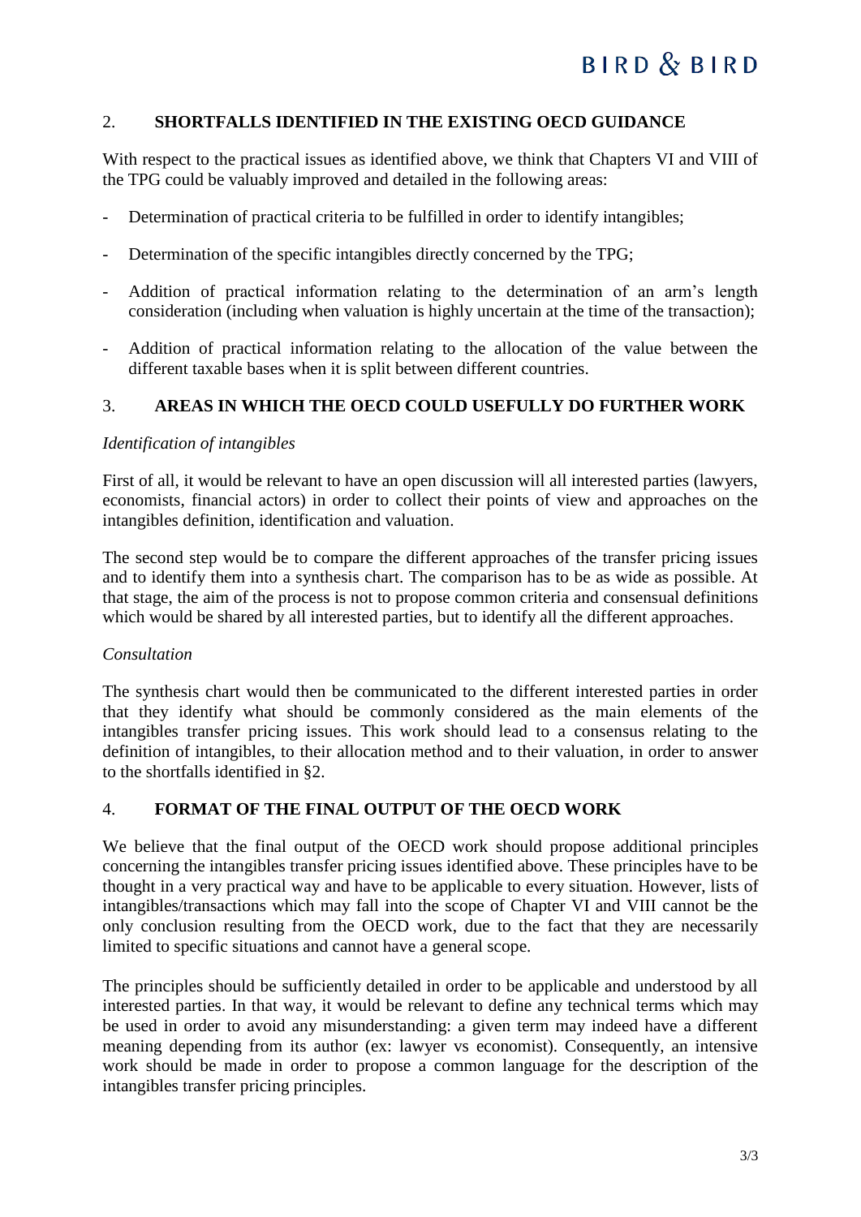## 2. SHORTFALLS IDENTIFIED IN THE EXISTING OECD GUIDANCE

With respect to the practical issues as identified above, we think that Chapters VI and VIII of the TPG could be valuably improved and detailed in the following areas:

- Determination of practical criteria to be fulfilled in order to identify intangibles;
- Determination of the specific intangibles directly concerned by the TPG;
- Addition of practical information relating to the determination of an arm's length consideration (including when valuation is highly uncertain at the time of the transaction);
- Addition of practical information relating to the allocation of the value between the different taxable bases when it is split between different countries.

## 3. AREAS IN WHICH THE OECD COULD USEFULLY DO FURTHER WORK

*Identification of intangibles*

First of all, it would be relevant to have an open discussion will all interested parties (lawyers, economists, financial actors) in order to collect their points of view and approaches on the intangibles definition, identification and valuation.

The second step would be to compare the different approaches of the transfer pricing issues and to identify them into a synthesis chart. The comparison has to be as wide as possible. At that stage, the aim of the process is not to propose common criteria and consensual definitions which would be shared by all interested parties, but to identify all the different approaches.

*Consultation*

The synthesis chart would then be communicated to the different interested parties in order that they identify what should be commonly considered as the main elements of the intangibles transfer pricing issues. This work should lead to a consensus relating to the definition of intangibles, to their allocation method and to their valuation, in order to answer to the shortfalls identified in §2.

## 4. FORMAT OF THE FINAL OUTPUT OF THE OECD WORK

We believe that the final output of the OECD work should propose additional principles concerning the intangibles transfer pricing issues identified above. These principles have to be thought in a very practical way and have to be applicable to every situation. However, lists of intangibles/transactions which may fall into the scope of Chapter VI and VIII cannot be the only conclusion resulting from the OECD work, due to the fact that they are necessarily limited to specific situations and cannot have a general scope.

The principles should be sufficiently detailed in order to be applicable and understood by all interested parties. In that way, it would be relevant to define any technical terms which may be used in order to avoid any misunderstanding: a given term may indeed have a different meaning depending from its author (ex: lawyer vs economist). Consequently, an intensive work should be made in order to propose a common language for the description of the intangibles transfer pricing principles.